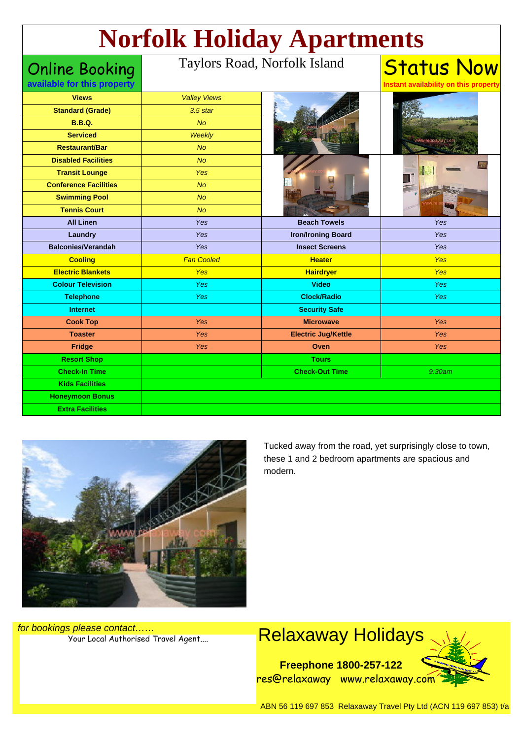# Norfolk Holiday Apartments

**Online Booking**
**available for this property**

Taylors Road, Norfolk Island

**Status Now**
**Instant availability on this property**

| | |
|---|---|
| **Views** | *Valley Views* |
| **Standard (Grade)** | *3.5 star* |
| **B.B.Q.** | *No* |
| **Serviced** | *Weekly* |
| **Restaurant/Bar** | *No* |
| **Disabled Facilities** | *No* |
| **Transit Lounge** | *Yes* |
| **Conference Facilities** | *No* |
| **Swimming Pool** | *No* |
| **Tennis Court** | *No* |

| | | | |
|---|---|---|---|
| **All Linen** | *Yes* | **Beach Towels** | *Yes* |
| **Laundry** | *Yes* | **Iron/Ironing Board** | *Yes* |
| **Balconies/Verandah** | *Yes* | **Insect Screens** | *Yes* |
| **Cooling** | *Fan Cooled* | **Heater** | *Yes* |
| **Electric Blankets** | *Yes* | **Hairdryer** | *Yes* |
| **Colour Television** | *Yes* | **Video** | *Yes* |
| **Telephone** | *Yes* | **Clock/Radio** | *Yes* |
| **Internet** | | **Security Safe** | |
| **Cook Top** | *Yes* | **Microwave** | *Yes* |
| **Toaster** | *Yes* | **Electric Jug/Kettle** | *Yes* |
| **Fridge** | *Yes* | **Oven** | *Yes* |
| **Resort Shop** | | **Tours** | |
| **Check-In Time** | | **Check-Out Time** | *9:30am* |
| **Kids Facilities** | | | |
| **Honeymoon Bonus** | | | |
| **Extra Facilities** | | | |

Tucked away from the road, yet surprisingly close to town, these 1 and 2 bedroom apartments are spacious and modern.

*for bookings please contact……*
Your Local Authorised Travel Agent....

## Relaxaway Holidays

**Freephone 1800-257-122**
res@relaxaway www.relaxaway.com

ABN 56 119 697 853 Relaxaway Travel Pty Ltd (ACN 119 697 853) t/a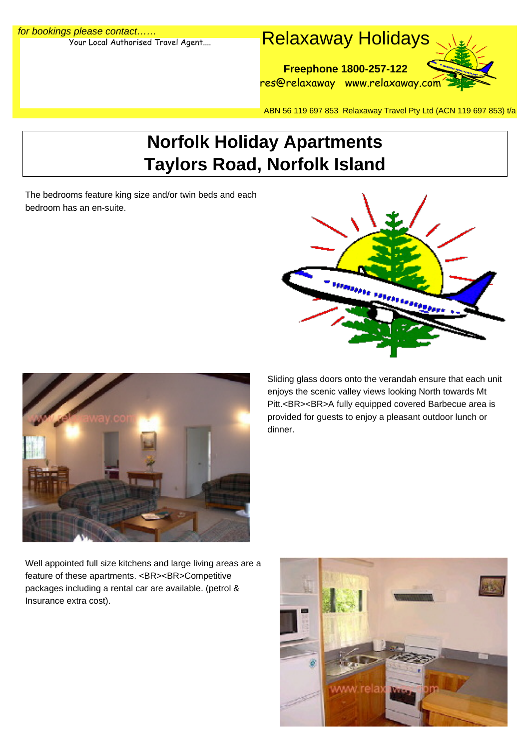*for bookings please contact……*
Your Local Authorised Travel Agent….

Relaxaway Holidays

**Freephone 1800-257-122**
res@relaxaway www.relaxaway.com

ABN 56 119 697 853 Relaxaway Travel Pty Ltd (ACN 119 697 853) t/a

# Norfolk Holiday Apartments
# Taylors Road, Norfolk Island

The bedrooms feature king size and/or twin beds and each bedroom has an en-suite.

Sliding glass doors onto the verandah ensure that each unit enjoys the scenic valley views looking North towards Mt Pitt.<BR><BR>A fully equipped covered Barbecue area is provided for guests to enjoy a pleasant outdoor lunch or dinner.

Well appointed full size kitchens and large living areas are a feature of these apartments. <BR><BR>Competitive packages including a rental car are available. (petrol & Insurance extra cost).